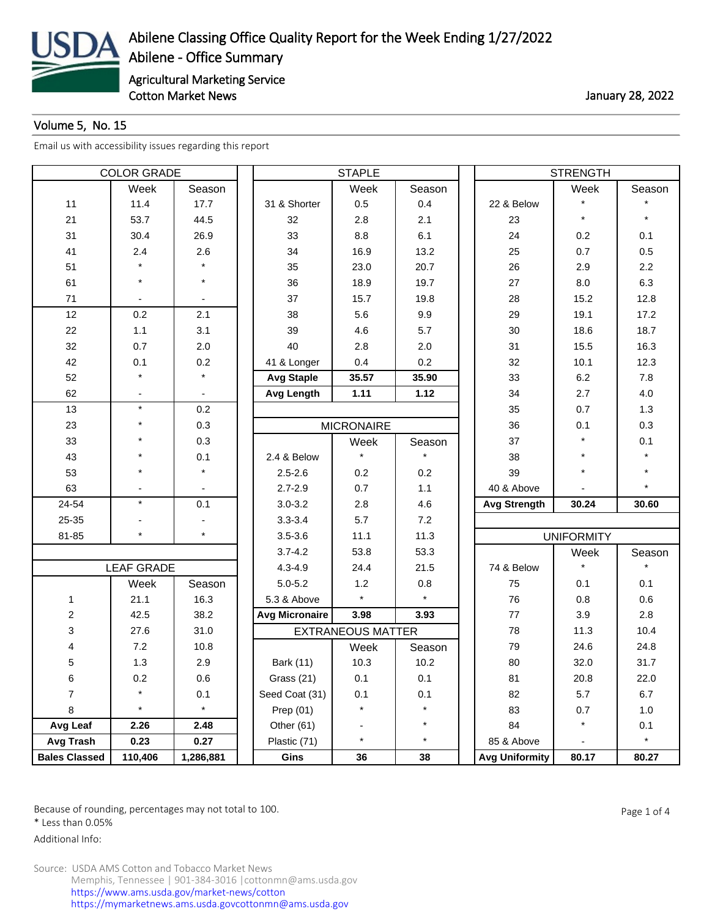# Abilene Classing Office Quality Report for the Week Ending 1/27/2022

## Abilene - Office Summary

Agricultural Marketing Service
Cotton Market News

January 28, 2022

Volume 5, No. 15

Email us with accessibility issues regarding this report

| COLOR GRADE | | |
|---|---|---|
| | Week | Season |
| 11 | 11.4 | 17.7 |
| 21 | 53.7 | 44.5 |
| 31 | 30.4 | 26.9 |
| 41 | 2.4 | 2.6 |
| 51 | * | * |
| 61 | * | * |
| 71 | - | - |
| 12 | 0.2 | 2.1 |
| 22 | 1.1 | 3.1 |
| 32 | 0.7 | 2.0 |
| 42 | 0.1 | 0.2 |
| 52 | * | * |
| 62 | - | - |
| 13 | * | 0.2 |
| 23 | * | 0.3 |
| 33 | * | 0.3 |
| 43 | * | 0.1 |
| 53 | * | * |
| 63 | - | - |
| 24-54 | * | 0.1 |
| 25-35 | - | - |
| 81-85 | * | * |

| LEAF GRADE | | |
|---|---|---|
| | Week | Season |
| 1 | 21.1 | 16.3 |
| 2 | 42.5 | 38.2 |
| 3 | 27.6 | 31.0 |
| 4 | 7.2 | 10.8 |
| 5 | 1.3 | 2.9 |
| 6 | 0.2 | 0.6 |
| 7 | * | 0.1 |
| 8 | * | * |
| **Avg Leaf** | **2.26** | **2.48** |
| **Avg Trash** | **0.23** | **0.27** |
| **Bales Classed** | **110,406** | **1,286,881** |

| STAPLE | | |
|---|---|---|
| | Week | Season |
| 31 & Shorter | 0.5 | 0.4 |
| 32 | 2.8 | 2.1 |
| 33 | 8.8 | 6.1 |
| 34 | 16.9 | 13.2 |
| 35 | 23.0 | 20.7 |
| 36 | 18.9 | 19.7 |
| 37 | 15.7 | 19.8 |
| 38 | 5.6 | 9.9 |
| 39 | 4.6 | 5.7 |
| 40 | 2.8 | 2.0 |
| 41 & Longer | 0.4 | 0.2 |
| **Avg Staple** | **35.57** | **35.90** |
| **Avg Length** | **1.11** | **1.12** |

| MICRONAIRE | | |
|---|---|---|
| | Week | Season |
| 2.4 & Below | * | * |
| 2.5-2.6 | 0.2 | 0.2 |
| 2.7-2.9 | 0.7 | 1.1 |
| 3.0-3.2 | 2.8 | 4.6 |
| 3.3-3.4 | 5.7 | 7.2 |
| 3.5-3.6 | 11.1 | 11.3 |
| 3.7-4.2 | 53.8 | 53.3 |
| 4.3-4.9 | 24.4 | 21.5 |
| 5.0-5.2 | 1.2 | 0.8 |
| 5.3 & Above | * | * |
| **Avg Micronaire** | **3.98** | **3.93** |

| EXTRANEOUS MATTER | | |
|---|---|---|
| | Week | Season |
| Bark (11) | 10.3 | 10.2 |
| Grass (21) | 0.1 | 0.1 |
| Seed Coat (31) | 0.1 | 0.1 |
| Prep (01) | * | * |
| Other (61) | - | * |
| Plastic (71) | * | * |
| **Gins** | **36** | **38** |

| STRENGTH | | |
|---|---|---|
| | Week | Season |
| 22 & Below | * | * |
| 23 | * | * |
| 24 | 0.2 | 0.1 |
| 25 | 0.7 | 0.5 |
| 26 | 2.9 | 2.2 |
| 27 | 8.0 | 6.3 |
| 28 | 15.2 | 12.8 |
| 29 | 19.1 | 17.2 |
| 30 | 18.6 | 18.7 |
| 31 | 15.5 | 16.3 |
| 32 | 10.1 | 12.3 |
| 33 | 6.2 | 7.8 |
| 34 | 2.7 | 4.0 |
| 35 | 0.7 | 1.3 |
| 36 | 0.1 | 0.3 |
| 37 | * | 0.1 |
| 38 | * | * |
| 39 | * | * |
| 40 & Above | - | * |
| **Avg Strength** | **30.24** | **30.60** |

| UNIFORMITY | | |
|---|---|---|
| | Week | Season |
| 74 & Below | * | * |
| 75 | 0.1 | 0.1 |
| 76 | 0.8 | 0.6 |
| 77 | 3.9 | 2.8 |
| 78 | 11.3 | 10.4 |
| 79 | 24.6 | 24.8 |
| 80 | 32.0 | 31.7 |
| 81 | 20.8 | 22.0 |
| 82 | 5.7 | 6.7 |
| 83 | 0.7 | 1.0 |
| 84 | * | 0.1 |
| 85 & Above | - | * |
| **Avg Uniformity** | **80.17** | **80.27** |

Because of rounding, percentages may not total to 100.
* Less than 0.05%

Additional Info:

Source: USDA AMS Cotton and Tobacco Market News
Memphis, Tennessee | 901-384-3016 | cottonmn@ams.usda.gov
https://www.ams.usda.gov/market-news/cotton
https://mymarketnews.ams.usda.govcottonmn@ams.usda.gov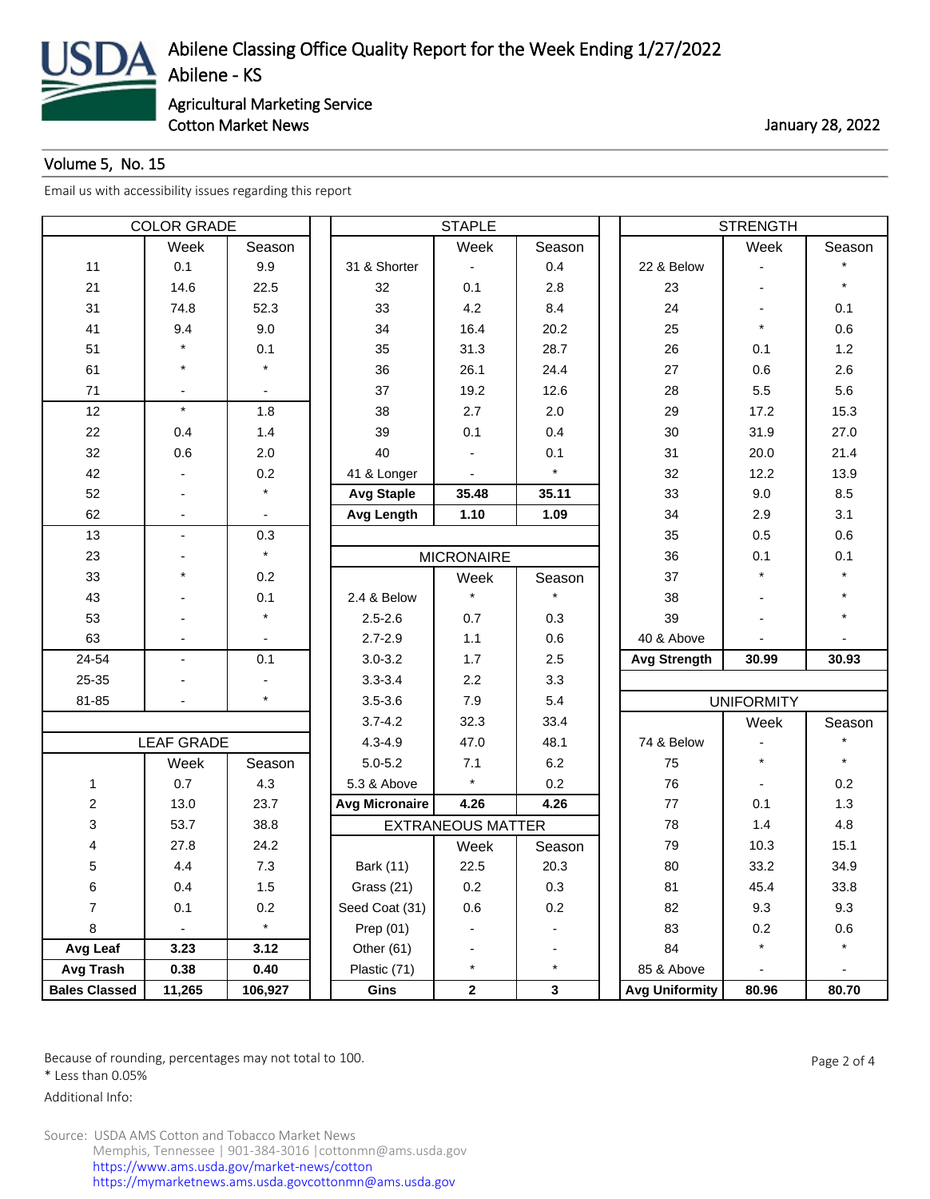# Abilene Classing Office Quality Report for the Week Ending 1/27/2022

Abilene - KS

Agricultural Marketing Service

Cotton Market News

January 28, 2022

Volume 5, No. 15

Email us with accessibility issues regarding this report

| COLOR GRADE | | |
|---|---|---|
| | Week | Season |
| 11 | 0.1 | 9.9 |
| 21 | 14.6 | 22.5 |
| 31 | 74.8 | 52.3 |
| 41 | 9.4 | 9.0 |
| 51 | * | 0.1 |
| 61 | * | * |
| 71 | - | - |
| 12 | * | 1.8 |
| 22 | 0.4 | 1.4 |
| 32 | 0.6 | 2.0 |
| 42 | - | 0.2 |
| 52 | - | * |
| 62 | - | - |
| 13 | - | 0.3 |
| 23 | - | * |
| 33 | * | 0.2 |
| 43 | - | 0.1 |
| 53 | - | * |
| 63 | - | - |
| 24-54 | - | 0.1 |
| 25-35 | - | - |
| 81-85 | - | * |

| LEAF GRADE | | |
|---|---|---|
| | Week | Season |
| 1 | 0.7 | 4.3 |
| 2 | 13.0 | 23.7 |
| 3 | 53.7 | 38.8 |
| 4 | 27.8 | 24.2 |
| 5 | 4.4 | 7.3 |
| 6 | 0.4 | 1.5 |
| 7 | 0.1 | 0.2 |
| 8 | - | * |
| **Avg Leaf** | **3.23** | **3.12** |
| **Avg Trash** | **0.38** | **0.40** |
| **Bales Classed** | **11,265** | **106,927** |

| STAPLE | | |
|---|---|---|
| | Week | Season |
| 31 & Shorter | - | 0.4 |
| 32 | 0.1 | 2.8 |
| 33 | 4.2 | 8.4 |
| 34 | 16.4 | 20.2 |
| 35 | 31.3 | 28.7 |
| 36 | 26.1 | 24.4 |
| 37 | 19.2 | 12.6 |
| 38 | 2.7 | 2.0 |
| 39 | 0.1 | 0.4 |
| 40 | - | 0.1 |
| 41 & Longer | - | * |
| **Avg Staple** | **35.48** | **35.11** |
| **Avg Length** | **1.10** | **1.09** |

| MICRONAIRE | | |
|---|---|---|
| | Week | Season |
| 2.4 & Below | * | * |
| 2.5-2.6 | 0.7 | 0.3 |
| 2.7-2.9 | 1.1 | 0.6 |
| 3.0-3.2 | 1.7 | 2.5 |
| 3.3-3.4 | 2.2 | 3.3 |
| 3.5-3.6 | 7.9 | 5.4 |
| 3.7-4.2 | 32.3 | 33.4 |
| 4.3-4.9 | 47.0 | 48.1 |
| 5.0-5.2 | 7.1 | 6.2 |
| 5.3 & Above | * | 0.2 |
| **Avg Micronaire** | **4.26** | **4.26** |

| EXTRANEOUS MATTER | | |
|---|---|---|
| | Week | Season |
| Bark (11) | 22.5 | 20.3 |
| Grass (21) | 0.2 | 0.3 |
| Seed Coat (31) | 0.6 | 0.2 |
| Prep (01) | - | - |
| Other (61) | - | - |
| Plastic (71) | * | * |
| **Gins** | **2** | **3** |

| STRENGTH | | |
|---|---|---|
| | Week | Season |
| 22 & Below | - | * |
| 23 | - | * |
| 24 | - | 0.1 |
| 25 | * | 0.6 |
| 26 | 0.1 | 1.2 |
| 27 | 0.6 | 2.6 |
| 28 | 5.5 | 5.6 |
| 29 | 17.2 | 15.3 |
| 30 | 31.9 | 27.0 |
| 31 | 20.0 | 21.4 |
| 32 | 12.2 | 13.9 |
| 33 | 9.0 | 8.5 |
| 34 | 2.9 | 3.1 |
| 35 | 0.5 | 0.6 |
| 36 | 0.1 | 0.1 |
| 37 | * | * |
| 38 | - | * |
| 39 | - | * |
| 40 & Above | - | - |
| **Avg Strength** | **30.99** | **30.93** |

| UNIFORMITY | | |
|---|---|---|
| | Week | Season |
| 74 & Below | - | * |
| 75 | * | * |
| 76 | - | 0.2 |
| 77 | 0.1 | 1.3 |
| 78 | 1.4 | 4.8 |
| 79 | 10.3 | 15.1 |
| 80 | 33.2 | 34.9 |
| 81 | 45.4 | 33.8 |
| 82 | 9.3 | 9.3 |
| 83 | 0.2 | 0.6 |
| 84 | * | * |
| 85 & Above | - | - |
| **Avg Uniformity** | **80.96** | **80.70** |

Because of rounding, percentages may not total to 100.

* Less than 0.05%

Additional Info:

Source: USDA AMS Cotton and Tobacco Market News
Memphis, Tennessee | 901-384-3016 | cottonmn@ams.usda.gov
https://www.ams.usda.gov/market-news/cotton
https://mymarketnews.ams.usda.govcottonmn@ams.usda.gov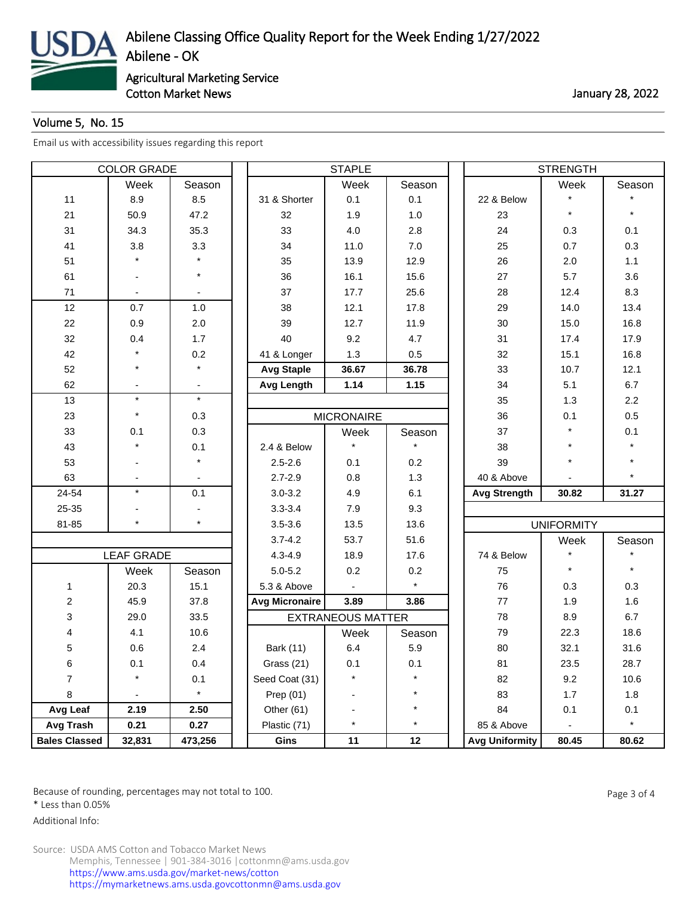# Abilene Classing Office Quality Report for the Week Ending 1/27/2022

Abilene - OK

Agricultural Marketing Service

Cotton Market News

January 28, 2022

Volume 5, No. 15

Email us with accessibility issues regarding this report

## COLOR GRADE

| | Week | Season |
|---|---|---|
| 11 | 8.9 | 8.5 |
| 21 | 50.9 | 47.2 |
| 31 | 34.3 | 35.3 |
| 41 | 3.8 | 3.3 |
| 51 | * | * |
| 61 | - | * |
| 71 | - | - |
| 12 | 0.7 | 1.0 |
| 22 | 0.9 | 2.0 |
| 32 | 0.4 | 1.7 |
| 42 | * | 0.2 |
| 52 | * | * |
| 62 | - | - |
| 13 | * | * |
| 23 | * | 0.3 |
| 33 | 0.1 | 0.3 |
| 43 | * | 0.1 |
| 53 | - | * |
| 63 | - | - |
| 24-54 | * | 0.1 |
| 25-35 | - | - |
| 81-85 | * | * |

## LEAF GRADE

| | Week | Season |
|---|---|---|
| 1 | 20.3 | 15.1 |
| 2 | 45.9 | 37.8 |
| 3 | 29.0 | 33.5 |
| 4 | 4.1 | 10.6 |
| 5 | 0.6 | 2.4 |
| 6 | 0.1 | 0.4 |
| 7 | * | 0.1 |
| 8 | - | * |
| **Avg Leaf** | **2.19** | **2.50** |
| **Avg Trash** | **0.21** | **0.27** |
| **Bales Classed** | **32,831** | **473,256** |

## STAPLE

| | Week | Season |
|---|---|---|
| 31 & Shorter | 0.1 | 0.1 |
| 32 | 1.9 | 1.0 |
| 33 | 4.0 | 2.8 |
| 34 | 11.0 | 7.0 |
| 35 | 13.9 | 12.9 |
| 36 | 16.1 | 15.6 |
| 37 | 17.7 | 25.6 |
| 38 | 12.1 | 17.8 |
| 39 | 12.7 | 11.9 |
| 40 | 9.2 | 4.7 |
| 41 & Longer | 1.3 | 0.5 |
| **Avg Staple** | **36.67** | **36.78** |
| **Avg Length** | **1.14** | **1.15** |

## MICRONAIRE

| | Week | Season |
|---|---|---|
| 2.4 & Below | * | * |
| 2.5-2.6 | 0.1 | 0.2 |
| 2.7-2.9 | 0.8 | 1.3 |
| 3.0-3.2 | 4.9 | 6.1 |
| 3.3-3.4 | 7.9 | 9.3 |
| 3.5-3.6 | 13.5 | 13.6 |
| 3.7-4.2 | 53.7 | 51.6 |
| 4.3-4.9 | 18.9 | 17.6 |
| 5.0-5.2 | 0.2 | 0.2 |
| 5.3 & Above | - | * |
| **Avg Micronaire** | **3.89** | **3.86** |

## EXTRANEOUS MATTER

| | Week | Season |
|---|---|---|
| Bark (11) | 6.4 | 5.9 |
| Grass (21) | 0.1 | 0.1 |
| Seed Coat (31) | * | * |
| Prep (01) | - | * |
| Other (61) | - | * |
| Plastic (71) | * | * |
| **Gins** | **11** | **12** |

## STRENGTH

| | Week | Season |
|---|---|---|
| 22 & Below | * | * |
| 23 | * | * |
| 24 | 0.3 | 0.1 |
| 25 | 0.7 | 0.3 |
| 26 | 2.0 | 1.1 |
| 27 | 5.7 | 3.6 |
| 28 | 12.4 | 8.3 |
| 29 | 14.0 | 13.4 |
| 30 | 15.0 | 16.8 |
| 31 | 17.4 | 17.9 |
| 32 | 15.1 | 16.8 |
| 33 | 10.7 | 12.1 |
| 34 | 5.1 | 6.7 |
| 35 | 1.3 | 2.2 |
| 36 | 0.1 | 0.5 |
| 37 | * | 0.1 |
| 38 | * | * |
| 39 | * | * |
| 40 & Above | - | * |
| **Avg Strength** | **30.82** | **31.27** |

## UNIFORMITY

| | Week | Season |
|---|---|---|
| 74 & Below | * | * |
| 75 | * | * |
| 76 | 0.3 | 0.3 |
| 77 | 1.9 | 1.6 |
| 78 | 8.9 | 6.7 |
| 79 | 22.3 | 18.6 |
| 80 | 32.1 | 31.6 |
| 81 | 23.5 | 28.7 |
| 82 | 9.2 | 10.6 |
| 83 | 1.7 | 1.8 |
| 84 | 0.1 | 0.1 |
| 85 & Above | - | * |
| **Avg Uniformity** | **80.45** | **80.62** |

Because of rounding, percentages may not total to 100.

* Less than 0.05%

Additional Info:

Source: USDA AMS Cotton and Tobacco Market News
Memphis, Tennessee | 901-384-3016 | cottonmn@ams.usda.gov
https://www.ams.usda.gov/market-news/cotton
https://mymarketnews.ams.usda.govcottonmn@ams.usda.gov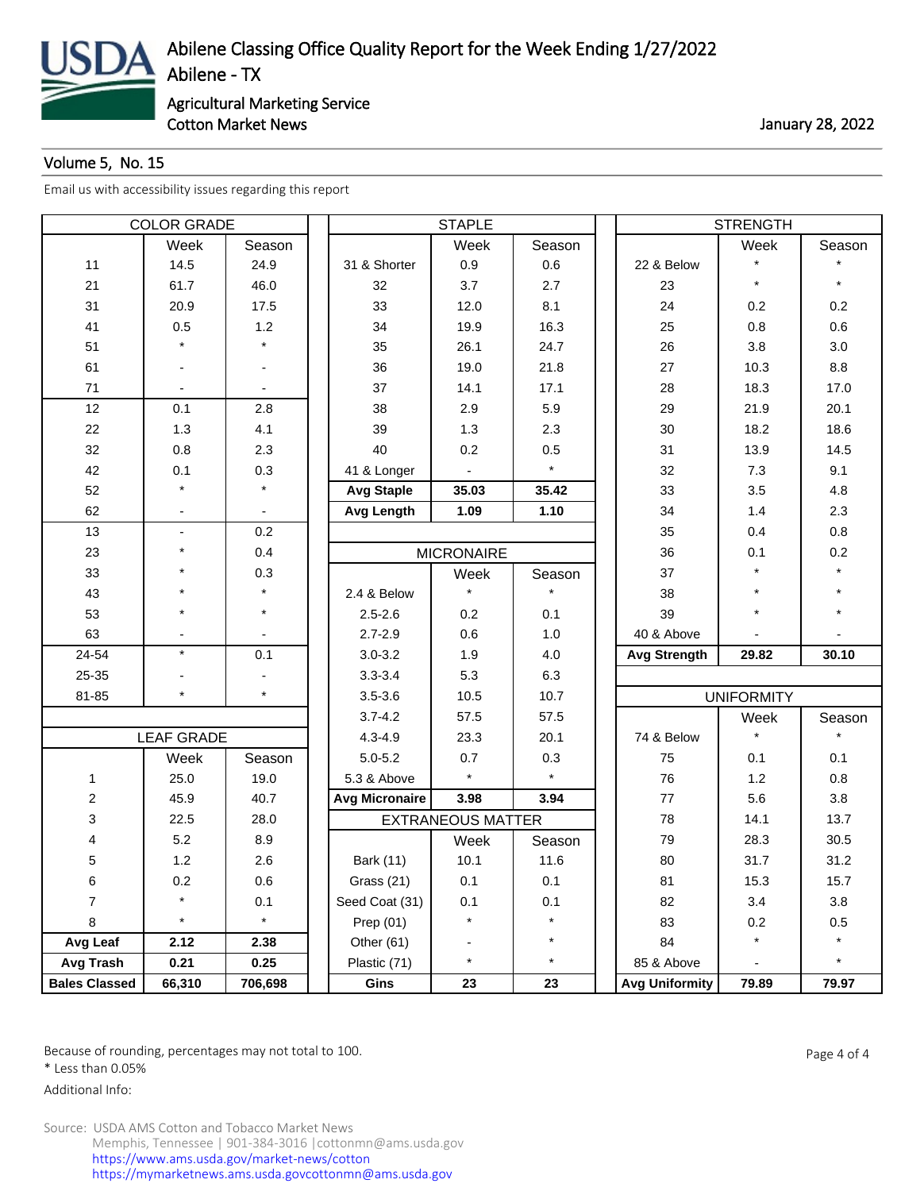# Abilene Classing Office Quality Report for the Week Ending 1/27/2022

Abilene - TX

Agricultural Marketing Service

Cotton Market News

January 28, 2022

Volume 5, No. 15

Email us with accessibility issues regarding this report

### COLOR GRADE

| | Week | Season |
|---|---|---|
| 11 | 14.5 | 24.9 |
| 21 | 61.7 | 46.0 |
| 31 | 20.9 | 17.5 |
| 41 | 0.5 | 1.2 |
| 51 | * | * |
| 61 | - | - |
| 71 | - | - |
| 12 | 0.1 | 2.8 |
| 22 | 1.3 | 4.1 |
| 32 | 0.8 | 2.3 |
| 42 | 0.1 | 0.3 |
| 52 | * | * |
| 62 | - | - |
| 13 | - | 0.2 |
| 23 | * | 0.4 |
| 33 | * | 0.3 |
| 43 | * | * |
| 53 | * | * |
| 63 | - | - |
| 24-54 | * | 0.1 |
| 25-35 | - | - |
| 81-85 | * | * |

### LEAF GRADE

| | Week | Season |
|---|---|---|
| 1 | 25.0 | 19.0 |
| 2 | 45.9 | 40.7 |
| 3 | 22.5 | 28.0 |
| 4 | 5.2 | 8.9 |
| 5 | 1.2 | 2.6 |
| 6 | 0.2 | 0.6 |
| 7 | * | 0.1 |
| 8 | * | * |
| **Avg Leaf** | **2.12** | **2.38** |
| **Avg Trash** | **0.21** | **0.25** |
| **Bales Classed** | **66,310** | **706,698** |

### STAPLE

| | Week | Season |
|---|---|---|
| 31 & Shorter | 0.9 | 0.6 |
| 32 | 3.7 | 2.7 |
| 33 | 12.0 | 8.1 |
| 34 | 19.9 | 16.3 |
| 35 | 26.1 | 24.7 |
| 36 | 19.0 | 21.8 |
| 37 | 14.1 | 17.1 |
| 38 | 2.9 | 5.9 |
| 39 | 1.3 | 2.3 |
| 40 | 0.2 | 0.5 |
| 41 & Longer | - | * |
| **Avg Staple** | **35.03** | **35.42** |
| **Avg Length** | **1.09** | **1.10** |

### MICRONAIRE

| | Week | Season |
|---|---|---|
| 2.4 & Below | * | * |
| 2.5-2.6 | 0.2 | 0.1 |
| 2.7-2.9 | 0.6 | 1.0 |
| 3.0-3.2 | 1.9 | 4.0 |
| 3.3-3.4 | 5.3 | 6.3 |
| 3.5-3.6 | 10.5 | 10.7 |
| 3.7-4.2 | 57.5 | 57.5 |
| 4.3-4.9 | 23.3 | 20.1 |
| 5.0-5.2 | 0.7 | 0.3 |
| 5.3 & Above | * | * |
| **Avg Micronaire** | **3.98** | **3.94** |

### EXTRANEOUS MATTER

| | Week | Season |
|---|---|---|
| Bark (11) | 10.1 | 11.6 |
| Grass (21) | 0.1 | 0.1 |
| Seed Coat (31) | 0.1 | 0.1 |
| Prep (01) | * | * |
| Other (61) | - | * |
| Plastic (71) | * | * |
| **Gins** | **23** | **23** |

### STRENGTH

| | Week | Season |
|---|---|---|
| 22 & Below | * | * |
| 23 | * | * |
| 24 | 0.2 | 0.2 |
| 25 | 0.8 | 0.6 |
| 26 | 3.8 | 3.0 |
| 27 | 10.3 | 8.8 |
| 28 | 18.3 | 17.0 |
| 29 | 21.9 | 20.1 |
| 30 | 18.2 | 18.6 |
| 31 | 13.9 | 14.5 |
| 32 | 7.3 | 9.1 |
| 33 | 3.5 | 4.8 |
| 34 | 1.4 | 2.3 |
| 35 | 0.4 | 0.8 |
| 36 | 0.1 | 0.2 |
| 37 | * | * |
| 38 | * | * |
| 39 | * | * |
| 40 & Above | - | - |
| **Avg Strength** | **29.82** | **30.10** |

### UNIFORMITY

| | Week | Season |
|---|---|---|
| 74 & Below | * | * |
| 75 | 0.1 | 0.1 |
| 76 | 1.2 | 0.8 |
| 77 | 5.6 | 3.8 |
| 78 | 14.1 | 13.7 |
| 79 | 28.3 | 30.5 |
| 80 | 31.7 | 31.2 |
| 81 | 15.3 | 15.7 |
| 82 | 3.4 | 3.8 |
| 83 | 0.2 | 0.5 |
| 84 | * | * |
| 85 & Above | - | * |
| **Avg Uniformity** | **79.89** | **79.97** |

Because of rounding, percentages may not total to 100.

\* Less than 0.05%

Additional Info:

Source: USDA AMS Cotton and Tobacco Market News
Memphis, Tennessee | 901-384-3016 | cottonmn@ams.usda.gov
https://www.ams.usda.gov/market-news/cotton
https://mymarketnews.ams.usda.govcottonmn@ams.usda.gov